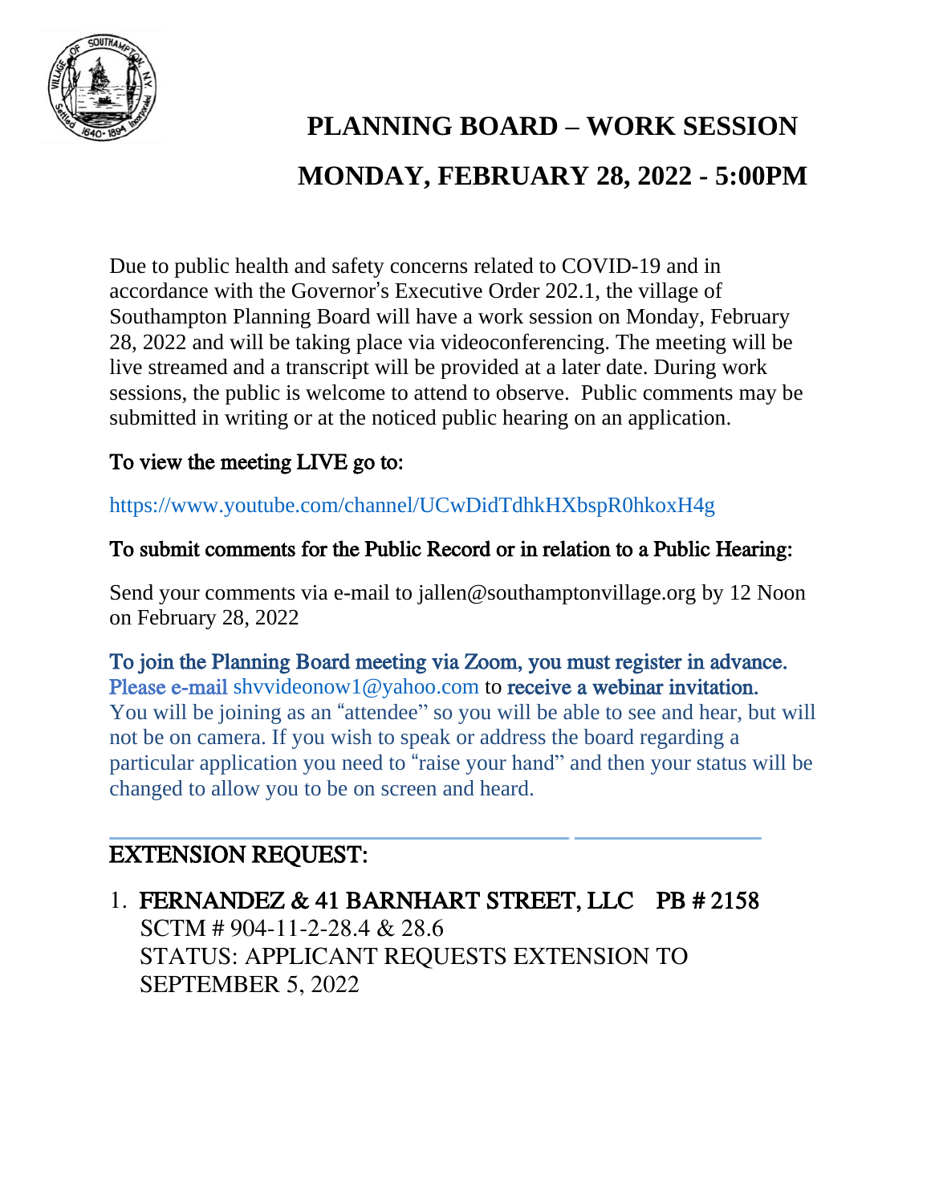# PLANNING BOARD – WORK SESSION

# MONDAY, FEBRUARY 28, 2022 - 5:00PM

Due to public health and safety concerns related to COVID-19 and in accordance with the Governor's Executive Order 202.1, the village of Southampton Planning Board will have a work session on Monday, February 28, 2022 and will be taking place via videoconferencing. The meeting will be live streamed and a transcript will be provided at a later date. During work sessions, the public is welcome to attend to observe. Public comments may be submitted in writing or at the noticed public hearing on an application.

To view the meeting LIVE go to:

https://www.youtube.com/channel/UCwDidTdhkHXbspR0hkoxH4g

To submit comments for the Public Record or in relation to a Public Hearing:

Send your comments via e-mail to jallen@southamptonvillage.org by 12 Noon on February 28, 2022

To join the Planning Board meeting via Zoom, you must register in advance. Please e-mail shvvideonow1@yahoo.com to receive a webinar invitation. You will be joining as an "attendee" so you will be able to see and hear, but will not be on camera. If you wish to speak or address the board regarding a particular application you need to "raise your hand" and then your status will be changed to allow you to be on screen and heard.

## EXTENSION REQUEST:

1. FERNANDEZ & 41 BARNHART STREET, LLC PB # 2158
   SCTM # 904-11-2-28.4 & 28.6
   STATUS: APPLICANT REQUESTS EXTENSION TO SEPTEMBER 5, 2022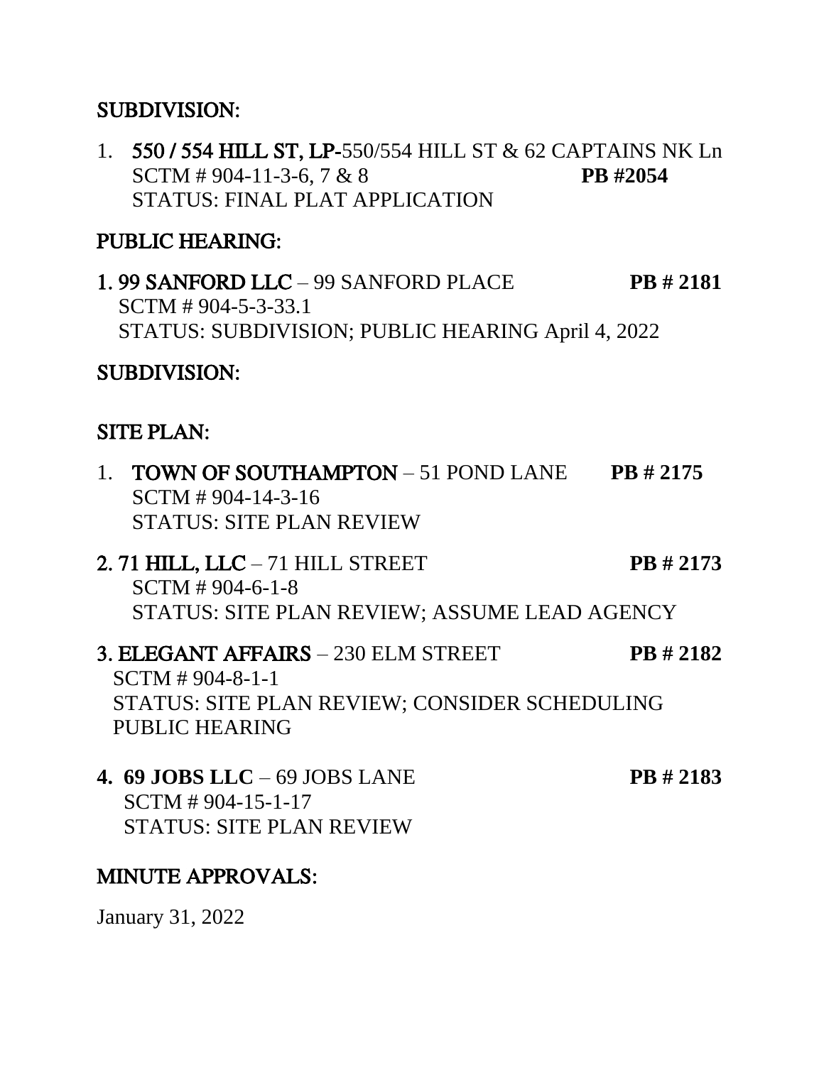## SUBDIVISION:

1. **550 / 554 HILL ST, LP**-550/554 HILL ST & 62 CAPTAINS NK Ln
   SCTM # 904-11-3-6, 7 & 8 **PB #2054**
   STATUS: FINAL PLAT APPLICATION

## PUBLIC HEARING:

1. **99 SANFORD LLC** – 99 SANFORD PLACE **PB # 2181**
   SCTM # 904-5-3-33.1
   STATUS: SUBDIVISION; PUBLIC HEARING April 4, 2022

## SUBDIVISION:

## SITE PLAN:

1. **TOWN OF SOUTHAMPTON** – 51 POND LANE **PB # 2175**
   SCTM # 904-14-3-16
   STATUS: SITE PLAN REVIEW

2. **71 HILL, LLC** – 71 HILL STREET **PB # 2173**
   SCTM # 904-6-1-8
   STATUS: SITE PLAN REVIEW; ASSUME LEAD AGENCY

3. **ELEGANT AFFAIRS** – 230 ELM STREET **PB # 2182**
   SCTM # 904-8-1-1
   STATUS: SITE PLAN REVIEW; CONSIDER SCHEDULING PUBLIC HEARING

4. **69 JOBS LLC** – 69 JOBS LANE **PB # 2183**
   SCTM # 904-15-1-17
   STATUS: SITE PLAN REVIEW

## MINUTE APPROVALS:

January 31, 2022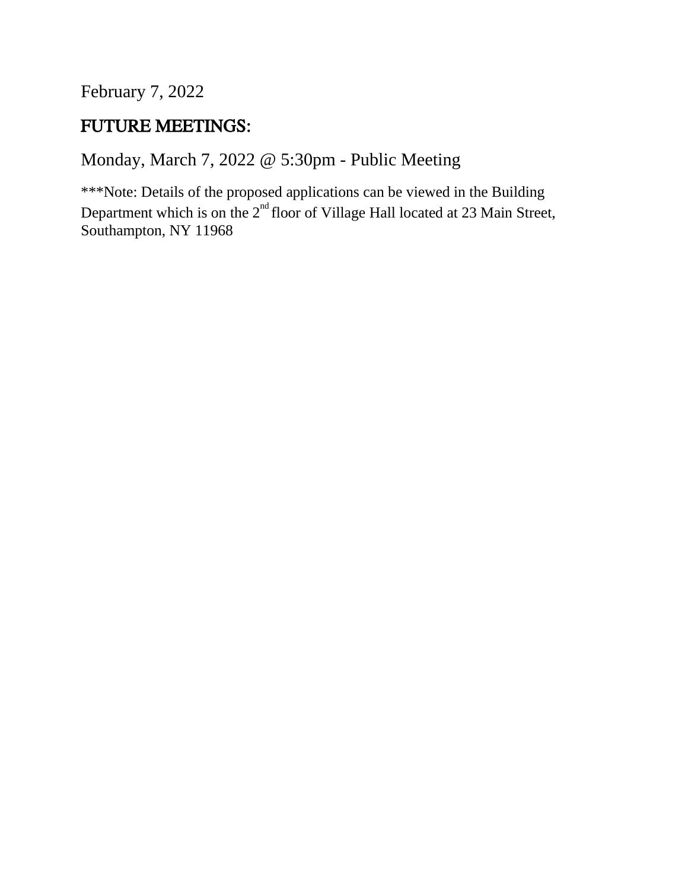February 7, 2022

## FUTURE MEETINGS:

Monday, March 7, 2022 @ 5:30pm - Public Meeting

***Note: Details of the proposed applications can be viewed in the Building Department which is on the 2nd floor of Village Hall located at 23 Main Street, Southampton, NY 11968